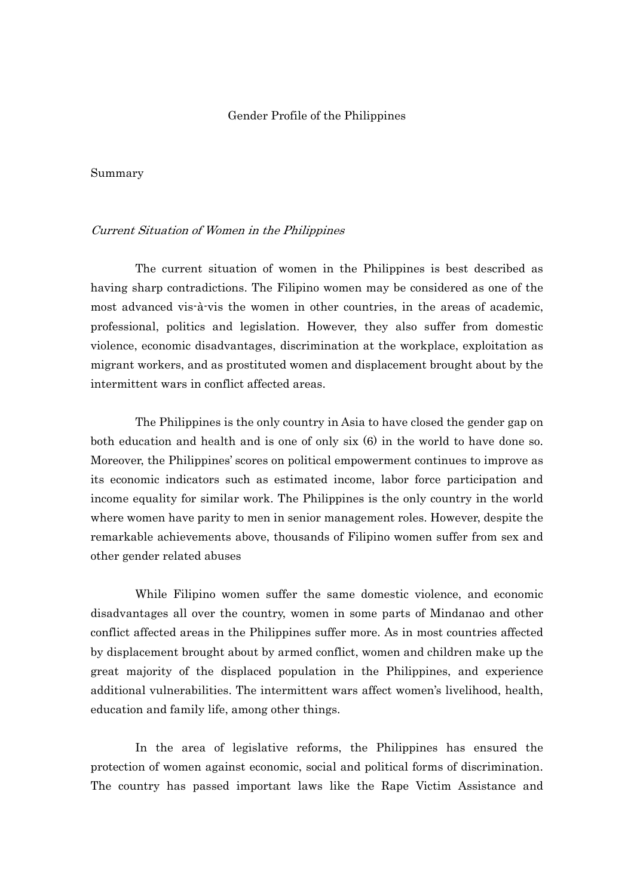# Gender Profile of the Philippines

## Summary

### *Current Situation of Women in the Philippines*

The current situation of women in the Philippines is best described as having sharp contradictions. The Filipino women may be considered as one of the most advanced vis-à-vis the women in other countries, in the areas of academic, professional, politics and legislation. However, they also suffer from domestic violence, economic disadvantages, discrimination at the workplace, exploitation as migrant workers, and as prostituted women and displacement brought about by the intermittent wars in conflict affected areas.

The Philippines is the only country in Asia to have closed the gender gap on both education and health and is one of only six (6) in the world to have done so. Moreover, the Philippines' scores on political empowerment continues to improve as its economic indicators such as estimated income, labor force participation and income equality for similar work. The Philippines is the only country in the world where women have parity to men in senior management roles. However, despite the remarkable achievements above, thousands of Filipino women suffer from sex and other gender related abuses

While Filipino women suffer the same domestic violence, and economic disadvantages all over the country, women in some parts of Mindanao and other conflict affected areas in the Philippines suffer more. As in most countries affected by displacement brought about by armed conflict, women and children make up the great majority of the displaced population in the Philippines, and experience additional vulnerabilities. The intermittent wars affect women's livelihood, health, education and family life, among other things.

In the area of legislative reforms, the Philippines has ensured the protection of women against economic, social and political forms of discrimination. The country has passed important laws like the Rape Victim Assistance and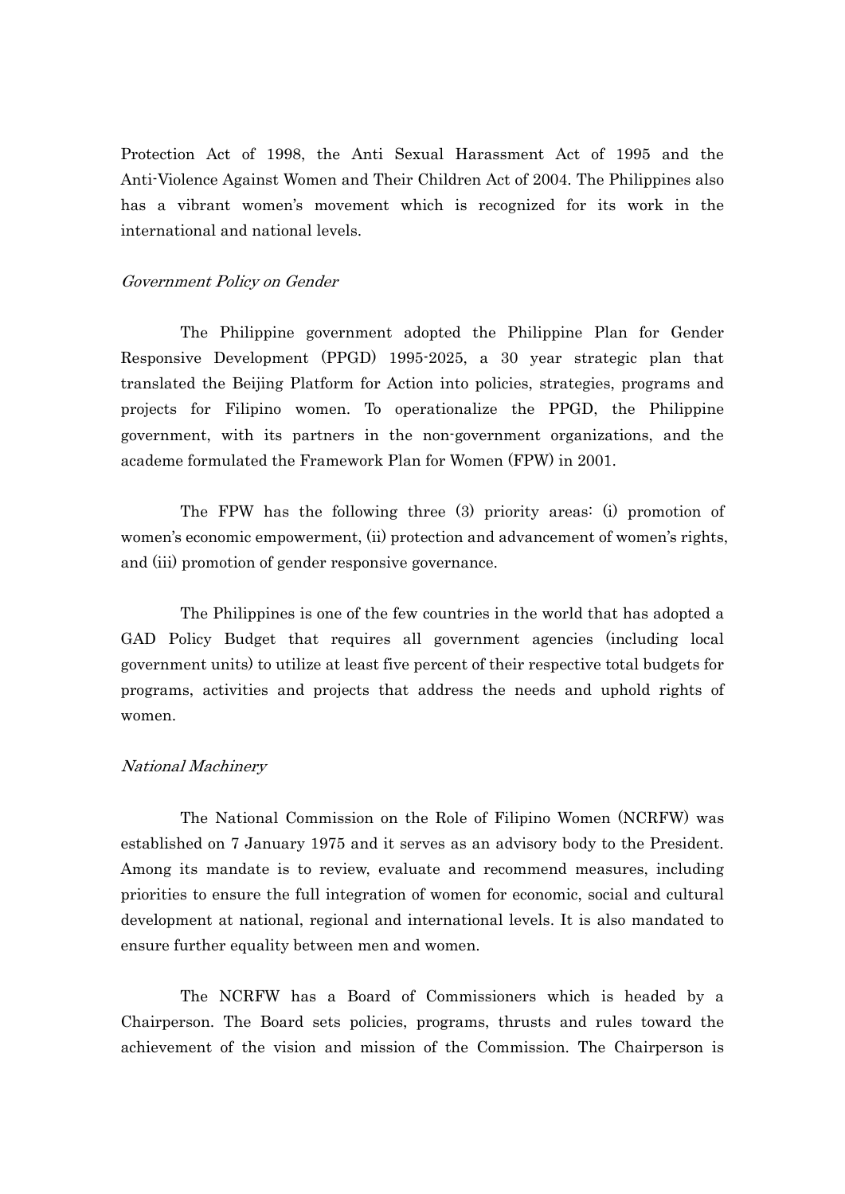Protection Act of 1998, the Anti Sexual Harassment Act of 1995 and the Anti-Violence Against Women and Their Children Act of 2004. The Philippines also has a vibrant women's movement which is recognized for its work in the international and national levels.

*Government Policy on Gender*

The Philippine government adopted the Philippine Plan for Gender Responsive Development (PPGD) 1995-2025, a 30 year strategic plan that translated the Beijing Platform for Action into policies, strategies, programs and projects for Filipino women. To operationalize the PPGD, the Philippine government, with its partners in the non-government organizations, and the academe formulated the Framework Plan for Women (FPW) in 2001.

The FPW has the following three (3) priority areas: (i) promotion of women's economic empowerment, (ii) protection and advancement of women's rights, and (iii) promotion of gender responsive governance.

The Philippines is one of the few countries in the world that has adopted a GAD Policy Budget that requires all government agencies (including local government units) to utilize at least five percent of their respective total budgets for programs, activities and projects that address the needs and uphold rights of women.

*National Machinery*

The National Commission on the Role of Filipino Women (NCRFW) was established on 7 January 1975 and it serves as an advisory body to the President. Among its mandate is to review, evaluate and recommend measures, including priorities to ensure the full integration of women for economic, social and cultural development at national, regional and international levels. It is also mandated to ensure further equality between men and women.

The NCRFW has a Board of Commissioners which is headed by a Chairperson. The Board sets policies, programs, thrusts and rules toward the achievement of the vision and mission of the Commission. The Chairperson is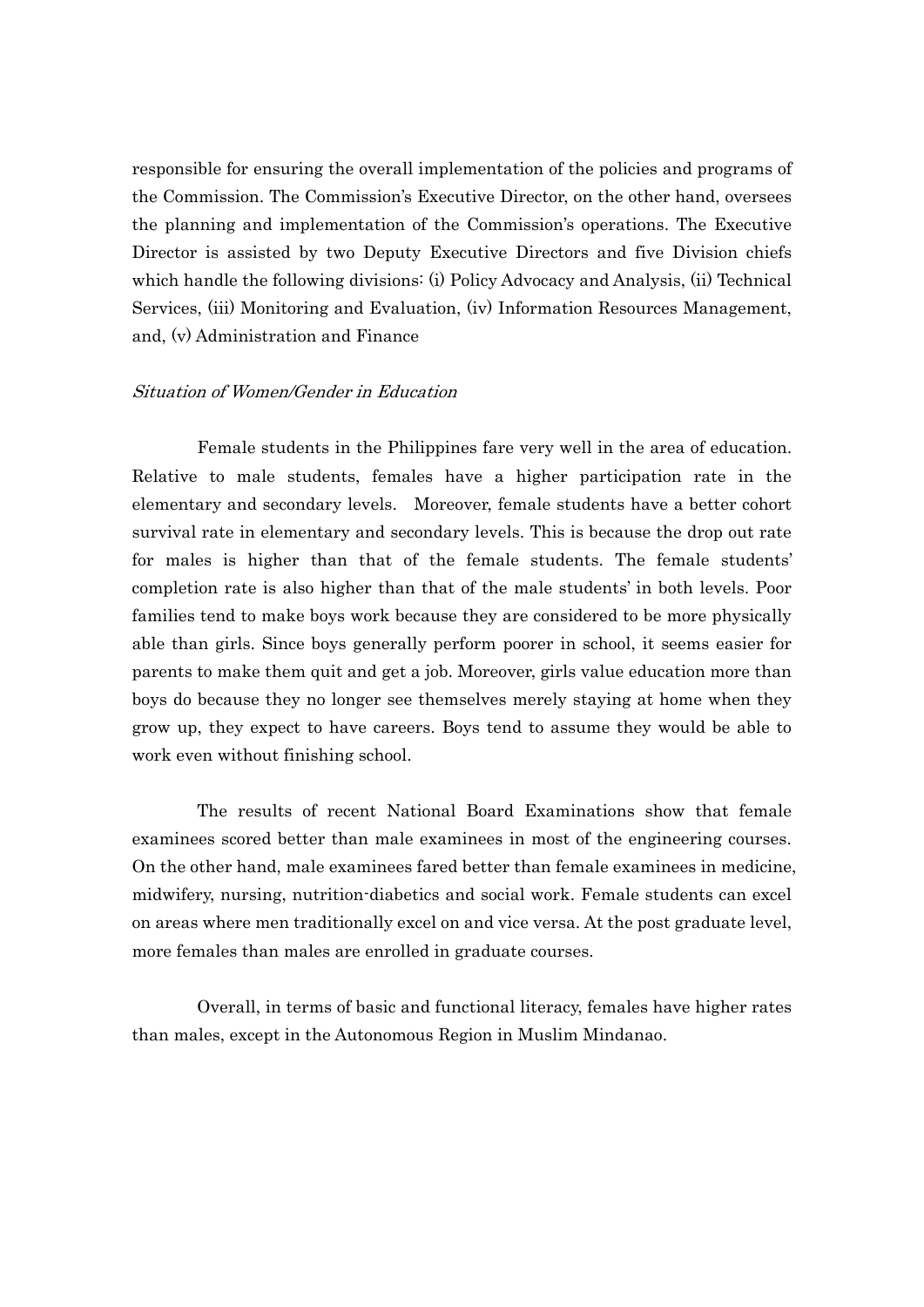responsible for ensuring the overall implementation of the policies and programs of the Commission. The Commission's Executive Director, on the other hand, oversees the planning and implementation of the Commission's operations. The Executive Director is assisted by two Deputy Executive Directors and five Division chiefs which handle the following divisions: (i) Policy Advocacy and Analysis, (ii) Technical Services, (iii) Monitoring and Evaluation, (iv) Information Resources Management, and, (v) Administration and Finance

*Situation of Women/Gender in Education*

Female students in the Philippines fare very well in the area of education. Relative to male students, females have a higher participation rate in the elementary and secondary levels. Moreover, female students have a better cohort survival rate in elementary and secondary levels. This is because the drop out rate for males is higher than that of the female students. The female students' completion rate is also higher than that of the male students' in both levels. Poor families tend to make boys work because they are considered to be more physically able than girls. Since boys generally perform poorer in school, it seems easier for parents to make them quit and get a job. Moreover, girls value education more than boys do because they no longer see themselves merely staying at home when they grow up, they expect to have careers. Boys tend to assume they would be able to work even without finishing school.

The results of recent National Board Examinations show that female examinees scored better than male examinees in most of the engineering courses. On the other hand, male examinees fared better than female examinees in medicine, midwifery, nursing, nutrition-diabetics and social work. Female students can excel on areas where men traditionally excel on and vice versa. At the post graduate level, more females than males are enrolled in graduate courses.

Overall, in terms of basic and functional literacy, females have higher rates than males, except in the Autonomous Region in Muslim Mindanao.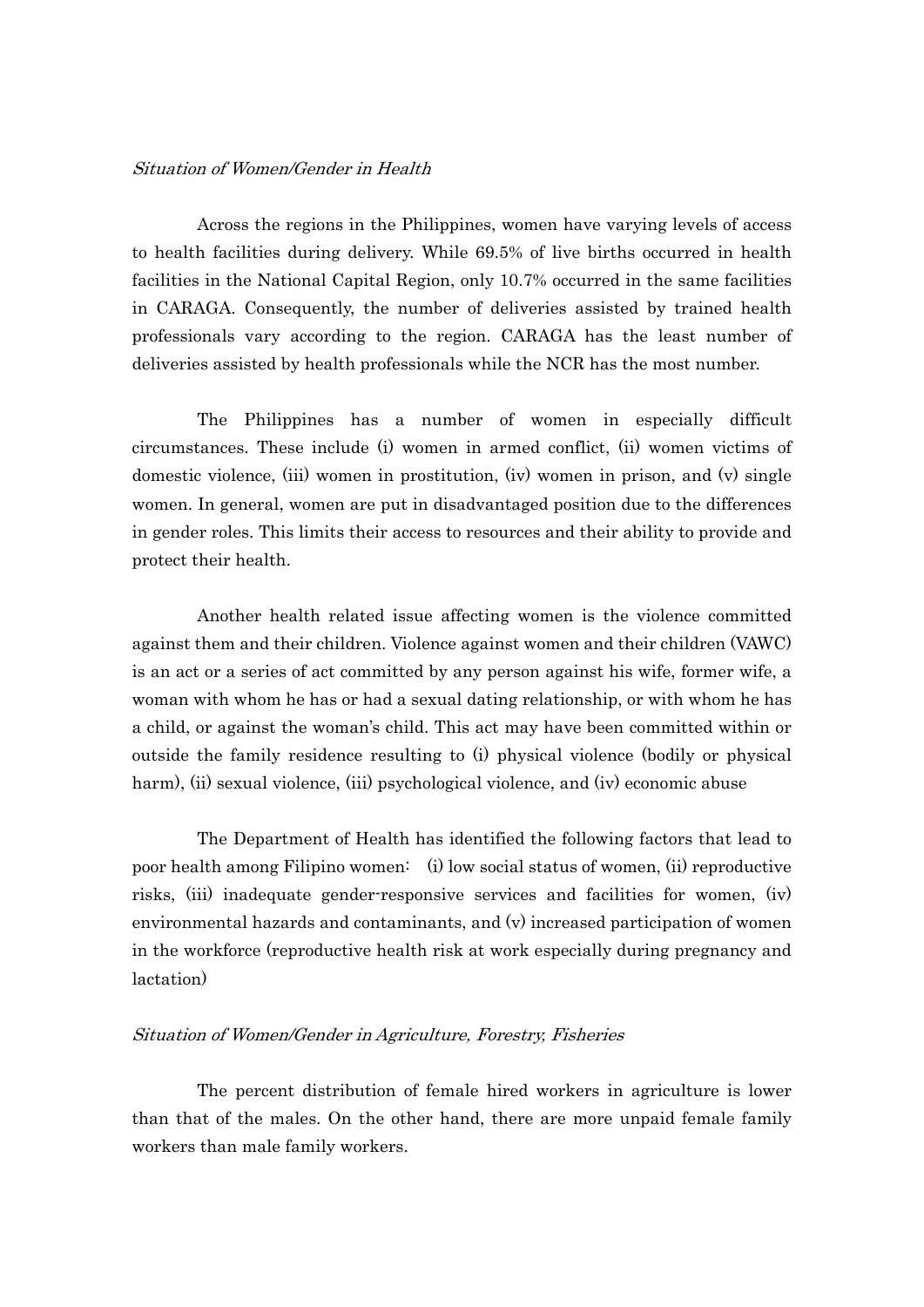*Situation of Women/Gender in Health*

Across the regions in the Philippines, women have varying levels of access to health facilities during delivery. While 69.5% of live births occurred in health facilities in the National Capital Region, only 10.7% occurred in the same facilities in CARAGA. Consequently, the number of deliveries assisted by trained health professionals vary according to the region. CARAGA has the least number of deliveries assisted by health professionals while the NCR has the most number.

The Philippines has a number of women in especially difficult circumstances. These include (i) women in armed conflict, (ii) women victims of domestic violence, (iii) women in prostitution, (iv) women in prison, and (v) single women. In general, women are put in disadvantaged position due to the differences in gender roles. This limits their access to resources and their ability to provide and protect their health.

Another health related issue affecting women is the violence committed against them and their children. Violence against women and their children (VAWC) is an act or a series of act committed by any person against his wife, former wife, a woman with whom he has or had a sexual dating relationship, or with whom he has a child, or against the woman's child. This act may have been committed within or outside the family residence resulting to (i) physical violence (bodily or physical harm), (ii) sexual violence, (iii) psychological violence, and (iv) economic abuse

The Department of Health has identified the following factors that lead to poor health among Filipino women: (i) low social status of women, (ii) reproductive risks, (iii) inadequate gender-responsive services and facilities for women, (iv) environmental hazards and contaminants, and (v) increased participation of women in the workforce (reproductive health risk at work especially during pregnancy and lactation)

*Situation of Women/Gender in Agriculture, Forestry, Fisheries*

The percent distribution of female hired workers in agriculture is lower than that of the males. On the other hand, there are more unpaid female family workers than male family workers.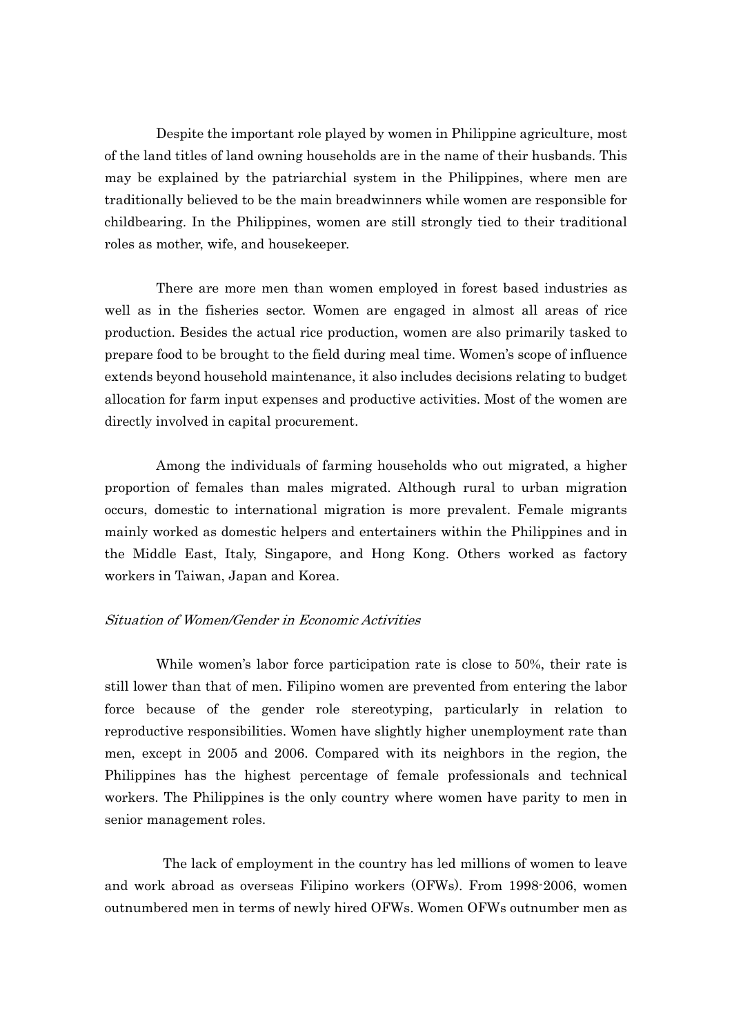Despite the important role played by women in Philippine agriculture, most of the land titles of land owning households are in the name of their husbands. This may be explained by the patriarchial system in the Philippines, where men are traditionally believed to be the main breadwinners while women are responsible for childbearing. In the Philippines, women are still strongly tied to their traditional roles as mother, wife, and housekeeper.

There are more men than women employed in forest based industries as well as in the fisheries sector. Women are engaged in almost all areas of rice production. Besides the actual rice production, women are also primarily tasked to prepare food to be brought to the field during meal time. Women's scope of influence extends beyond household maintenance, it also includes decisions relating to budget allocation for farm input expenses and productive activities. Most of the women are directly involved in capital procurement.

Among the individuals of farming households who out migrated, a higher proportion of females than males migrated. Although rural to urban migration occurs, domestic to international migration is more prevalent. Female migrants mainly worked as domestic helpers and entertainers within the Philippines and in the Middle East, Italy, Singapore, and Hong Kong. Others worked as factory workers in Taiwan, Japan and Korea.

*Situation of Women/Gender in Economic Activities*

While women's labor force participation rate is close to 50%, their rate is still lower than that of men. Filipino women are prevented from entering the labor force because of the gender role stereotyping, particularly in relation to reproductive responsibilities. Women have slightly higher unemployment rate than men, except in 2005 and 2006. Compared with its neighbors in the region, the Philippines has the highest percentage of female professionals and technical workers. The Philippines is the only country where women have parity to men in senior management roles.

The lack of employment in the country has led millions of women to leave and work abroad as overseas Filipino workers (OFWs). From 1998-2006, women outnumbered men in terms of newly hired OFWs. Women OFWs outnumber men as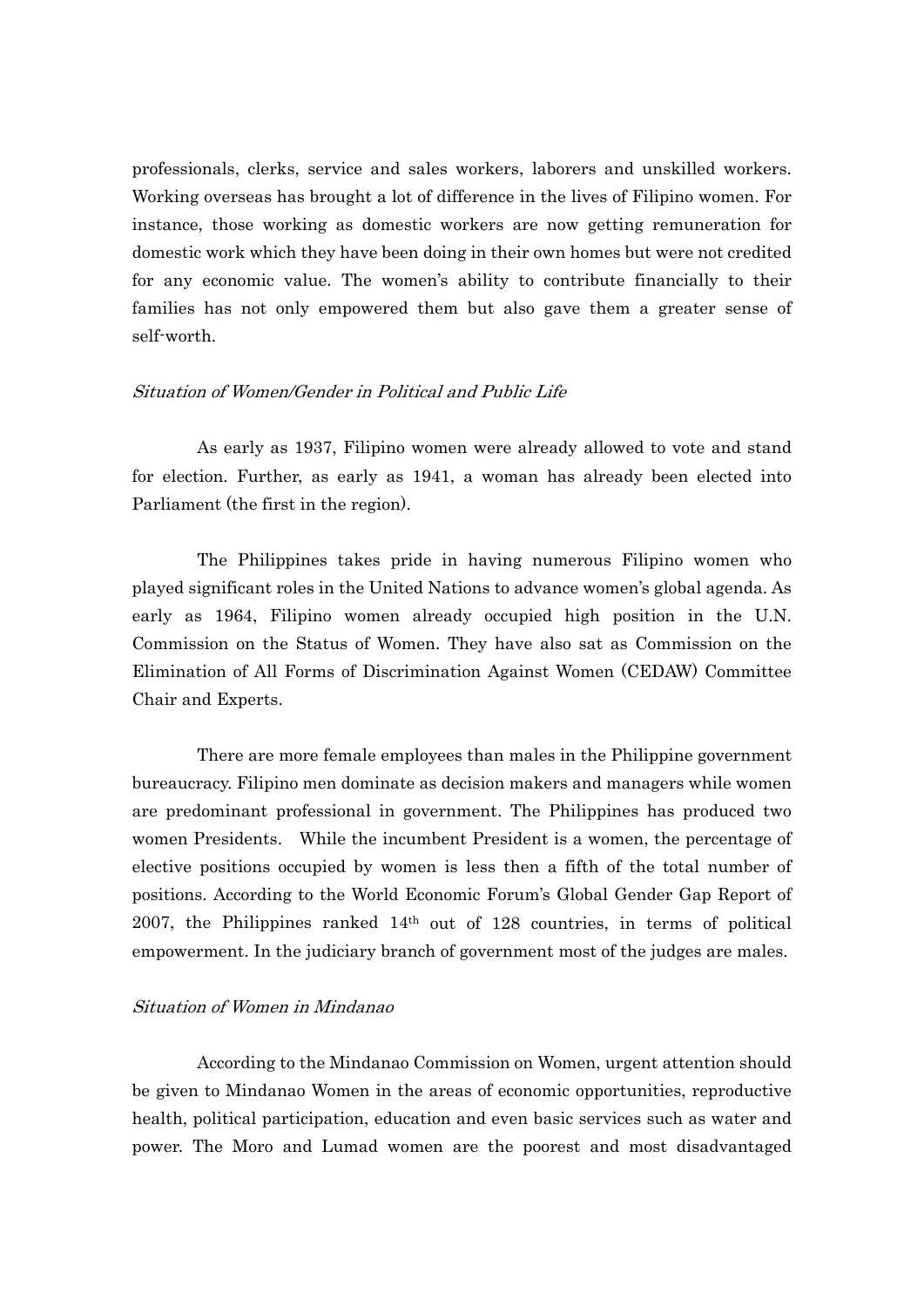professionals, clerks, service and sales workers, laborers and unskilled workers. Working overseas has brought a lot of difference in the lives of Filipino women. For instance, those working as domestic workers are now getting remuneration for domestic work which they have been doing in their own homes but were not credited for any economic value. The women's ability to contribute financially to their families has not only empowered them but also gave them a greater sense of self-worth.

*Situation of Women/Gender in Political and Public Life*

As early as 1937, Filipino women were already allowed to vote and stand for election. Further, as early as 1941, a woman has already been elected into Parliament (the first in the region).

The Philippines takes pride in having numerous Filipino women who played significant roles in the United Nations to advance women's global agenda. As early as 1964, Filipino women already occupied high position in the U.N. Commission on the Status of Women. They have also sat as Commission on the Elimination of All Forms of Discrimination Against Women (CEDAW) Committee Chair and Experts.

There are more female employees than males in the Philippine government bureaucracy. Filipino men dominate as decision makers and managers while women are predominant professional in government. The Philippines has produced two women Presidents. While the incumbent President is a women, the percentage of elective positions occupied by women is less then a fifth of the total number of positions. According to the World Economic Forum's Global Gender Gap Report of 2007, the Philippines ranked 14th out of 128 countries, in terms of political empowerment. In the judiciary branch of government most of the judges are males.

*Situation of Women in Mindanao*

According to the Mindanao Commission on Women, urgent attention should be given to Mindanao Women in the areas of economic opportunities, reproductive health, political participation, education and even basic services such as water and power. The Moro and Lumad women are the poorest and most disadvantaged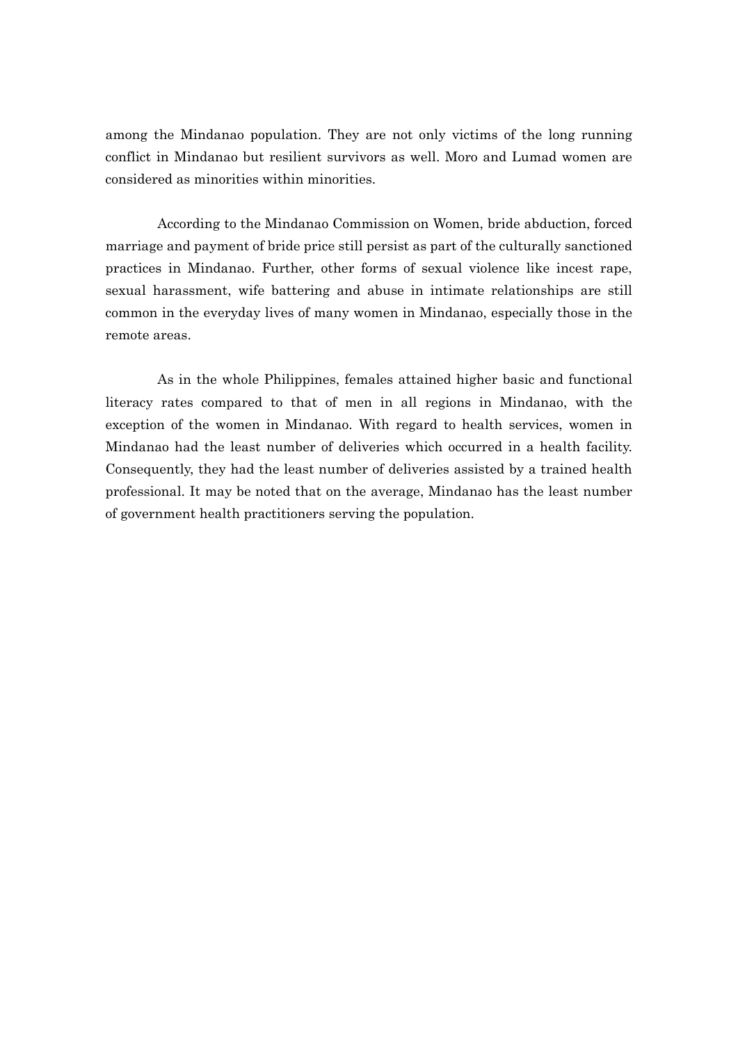among the Mindanao population. They are not only victims of the long running conflict in Mindanao but resilient survivors as well. Moro and Lumad women are considered as minorities within minorities.

According to the Mindanao Commission on Women, bride abduction, forced marriage and payment of bride price still persist as part of the culturally sanctioned practices in Mindanao. Further, other forms of sexual violence like incest rape, sexual harassment, wife battering and abuse in intimate relationships are still common in the everyday lives of many women in Mindanao, especially those in the remote areas.

As in the whole Philippines, females attained higher basic and functional literacy rates compared to that of men in all regions in Mindanao, with the exception of the women in Mindanao. With regard to health services, women in Mindanao had the least number of deliveries which occurred in a health facility. Consequently, they had the least number of deliveries assisted by a trained health professional. It may be noted that on the average, Mindanao has the least number of government health practitioners serving the population.